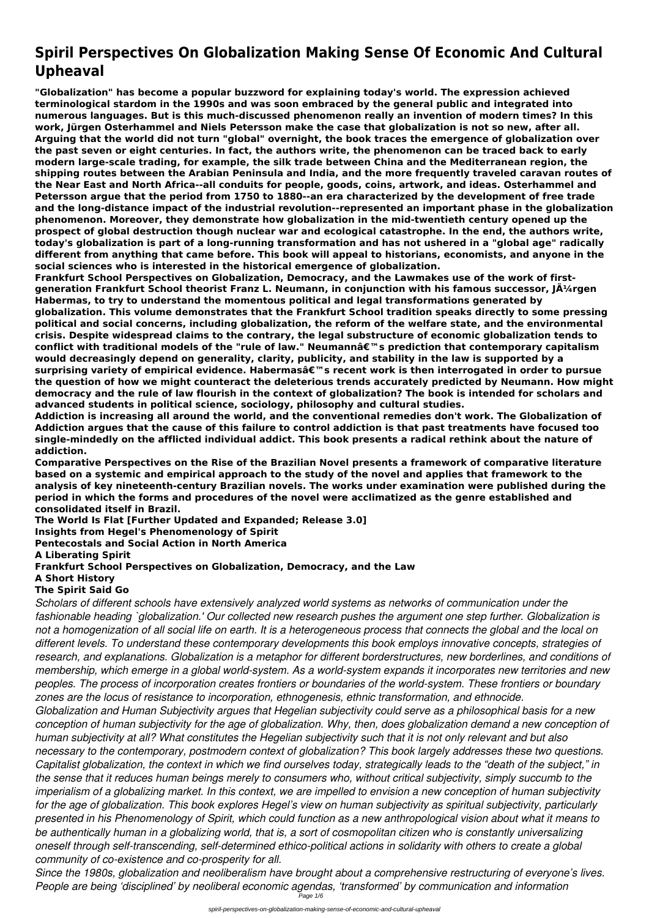# Spiril Perspectives On Globalization Making Sense Of Economic And Cultural Upheaval

**"Globalization" has become a popular buzzword for explaining today's world. The expression achieved terminological stardom in the 1990s and was soon embraced by the general public and integrated into numerous languages. But is this much-discussed phenomenon really an invention of modern times? In this work, Jürgen Osterhammel and Niels Petersson make the case that globalization is not so new, after all. Arguing that the world did not turn "global" overnight, the book traces the emergence of globalization over the past seven or eight centuries. In fact, the authors write, the phenomenon can be traced back to early modern large-scale trading, for example, the silk trade between China and the Mediterranean region, the shipping routes between the Arabian Peninsula and India, and the more frequently traveled caravan routes of the Near East and North Africa--all conduits for people, goods, coins, artwork, and ideas. Osterhammel and Petersson argue that the period from 1750 to 1880--an era characterized by the development of free trade and the long-distance impact of the industrial revolution--represented an important phase in the globalization phenomenon. Moreover, they demonstrate how globalization in the mid-twentieth century opened up the prospect of global destruction though nuclear war and ecological catastrophe. In the end, the authors write, today's globalization is part of a long-running transformation and has not ushered in a "global age" radically different from anything that came before. This book will appeal to historians, economists, and anyone in the social sciences who is interested in the historical emergence of globalization.**

**Frankfurt School Perspectives on Globalization, Democracy, and the Lawmakes use of the work of first-generation Frankfurt School theorist Franz L. Neumann, in conjunction with his famous successor, JÃ¼rgen Habermas, to try to understand the momentous political and legal transformations generated by globalization. This volume demonstrates that the Frankfurt School tradition speaks directly to some pressing political and social concerns, including globalization, the reform of the welfare state, and the environmental crisis. Despite widespread claims to the contrary, the legal substructure of economic globalization tends to conflict with traditional models of the "rule of law." Neumannâ€™s prediction that contemporary capitalism would decreasingly depend on generality, clarity, publicity, and stability in the law is supported by a surprising variety of empirical evidence. Habermasâ€™s recent work is then interrogated in order to pursue the question of how we might counteract the deleterious trends accurately predicted by Neumann. How might democracy and the rule of law flourish in the context of globalization? The book is intended for scholars and advanced students in political science, sociology, philosophy and cultural studies.**

**Addiction is increasing all around the world, and the conventional remedies don't work. The Globalization of Addiction argues that the cause of this failure to control addiction is that past treatments have focused too single-mindedly on the afflicted individual addict. This book presents a radical rethink about the nature of addiction.**

**Comparative Perspectives on the Rise of the Brazilian Novel presents a framework of comparative literature based on a systemic and empirical approach to the study of the novel and applies that framework to the analysis of key nineteenth-century Brazilian novels. The works under examination were published during the period in which the forms and procedures of the novel were acclimatized as the genre established and consolidated itself in Brazil.**

**The World Is Flat [Further Updated and Expanded; Release 3.0]**
**Insights from Hegel's Phenomenology of Spirit**
**Pentecostals and Social Action in North America**
**A Liberating Spirit**
**Frankfurt School Perspectives on Globalization, Democracy, and the Law**
**A Short History**
**The Spirit Said Go**

*Scholars of different schools have extensively analyzed world systems as networks of communication under the fashionable heading `globalization.' Our collected new research pushes the argument one step further. Globalization is not a homogenization of all social life on earth. It is a heterogeneous process that connects the global and the local on different levels. To understand these contemporary developments this book employs innovative concepts, strategies of research, and explanations. Globalization is a metaphor for different borderstructures, new borderlines, and conditions of membership, which emerge in a global world-system. As a world-system expands it incorporates new territories and new peoples. The process of incorporation creates frontiers or boundaries of the world-system. These frontiers or boundary zones are the locus of resistance to incorporation, ethnogenesis, ethnic transformation, and ethnocide.*

*Globalization and Human Subjectivity argues that Hegelian subjectivity could serve as a philosophical basis for a new conception of human subjectivity for the age of globalization. Why, then, does globalization demand a new conception of human subjectivity at all? What constitutes the Hegelian subjectivity such that it is not only relevant and but also necessary to the contemporary, postmodern context of globalization? This book largely addresses these two questions. Capitalist globalization, the context in which we find ourselves today, strategically leads to the "death of the subject," in the sense that it reduces human beings merely to consumers who, without critical subjectivity, simply succumb to the imperialism of a globalizing market. In this context, we are impelled to envision a new conception of human subjectivity for the age of globalization. This book explores Hegel's view on human subjectivity as spiritual subjectivity, particularly presented in his Phenomenology of Spirit, which could function as a new anthropological vision about what it means to be authentically human in a globalizing world, that is, a sort of cosmopolitan citizen who is constantly universalizing oneself through self-transcending, self-determined ethico-political actions in solidarity with others to create a global community of co-existence and co-prosperity for all.*

*Since the 1980s, globalization and neoliberalism have brought about a comprehensive restructuring of everyone's lives. People are being 'disciplined' by neoliberal economic agendas, 'transformed' by communication and information*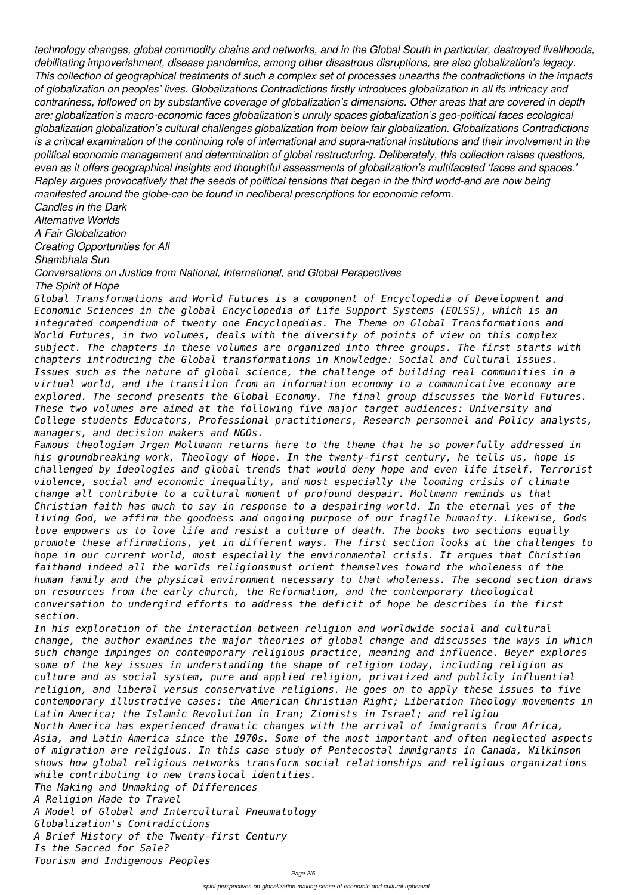*technology changes, global commodity chains and networks, and in the Global South in particular, destroyed livelihoods, debilitating impoverishment, disease pandemics, among other disastrous disruptions, are also globalization's legacy. This collection of geographical treatments of such a complex set of processes unearths the contradictions in the impacts of globalization on peoples' lives. Globalizations Contradictions firstly introduces globalization in all its intricacy and contrariness, followed on by substantive coverage of globalization's dimensions. Other areas that are covered in depth are: globalization's macro-economic faces globalization's unruly spaces globalization's geo-political faces ecological globalization globalization's cultural challenges globalization from below fair globalization. Globalizations Contradictions is a critical examination of the continuing role of international and supra-national institutions and their involvement in the political economic management and determination of global restructuring. Deliberately, this collection raises questions, even as it offers geographical insights and thoughtful assessments of globalization's multifaceted 'faces and spaces.' Rapley argues provocatively that the seeds of political tensions that began in the third world-and are now being manifested around the globe-can be found in neoliberal prescriptions for economic reform.*

*Candles in the Dark*

*Alternative Worlds*

*A Fair Globalization*

*Creating Opportunities for All*

*Shambhala Sun*

*Conversations on Justice from National, International, and Global Perspectives*

*The Spirit of Hope*

*Global Transformations and World Futures is a component of Encyclopedia of Development and Economic Sciences in the global Encyclopedia of Life Support Systems (EOLSS), which is an integrated compendium of twenty one Encyclopedias. The Theme on Global Transformations and World Futures, in two volumes, deals with the diversity of points of view on this complex subject. The chapters in these volumes are organized into three groups. The first starts with chapters introducing the Global transformations in Knowledge: Social and Cultural issues. Issues such as the nature of global science, the challenge of building real communities in a virtual world, and the transition from an information economy to a communicative economy are explored. The second presents the Global Economy. The final group discusses the World Futures. These two volumes are aimed at the following five major target audiences: University and College students Educators, Professional practitioners, Research personnel and Policy analysts, managers, and decision makers and NGOs.*

*Famous theologian Jrgen Moltmann returns here to the theme that he so powerfully addressed in his groundbreaking work, Theology of Hope. In the twenty-first century, he tells us, hope is challenged by ideologies and global trends that would deny hope and even life itself. Terrorist violence, social and economic inequality, and most especially the looming crisis of climate change all contribute to a cultural moment of profound despair. Moltmann reminds us that Christian faith has much to say in response to a despairing world. In the eternal yes of the living God, we affirm the goodness and ongoing purpose of our fragile humanity. Likewise, Gods love empowers us to love life and resist a culture of death. The books two sections equally promote these affirmations, yet in different ways. The first section looks at the challenges to hope in our current world, most especially the environmental crisis. It argues that Christian faithand indeed all the worlds religionsmust orient themselves toward the wholeness of the human family and the physical environment necessary to that wholeness. The second section draws on resources from the early church, the Reformation, and the contemporary theological conversation to undergird efforts to address the deficit of hope he describes in the first section.*

*In his exploration of the interaction between religion and worldwide social and cultural change, the author examines the major theories of global change and discusses the ways in which such change impinges on contemporary religious practice, meaning and influence. Beyer explores some of the key issues in understanding the shape of religion today, including religion as culture and as social system, pure and applied religion, privatized and publicly influential religion, and liberal versus conservative religions. He goes on to apply these issues to five contemporary illustrative cases: the American Christian Right; Liberation Theology movements in Latin America; the Islamic Revolution in Iran; Zionists in Israel; and religiou*

*North America has experienced dramatic changes with the arrival of immigrants from Africa, Asia, and Latin America since the 1970s. Some of the most important and often neglected aspects of migration are religious. In this case study of Pentecostal immigrants in Canada, Wilkinson shows how global religious networks transform social relationships and religious organizations while contributing to new translocal identities.*

*The Making and Unmaking of Differences*

*A Religion Made to Travel*

*A Model of Global and Intercultural Pneumatology*

*Globalization's Contradictions*

*A Brief History of the Twenty-first Century*

*Is the Sacred for Sale?*

*Tourism and Indigenous Peoples*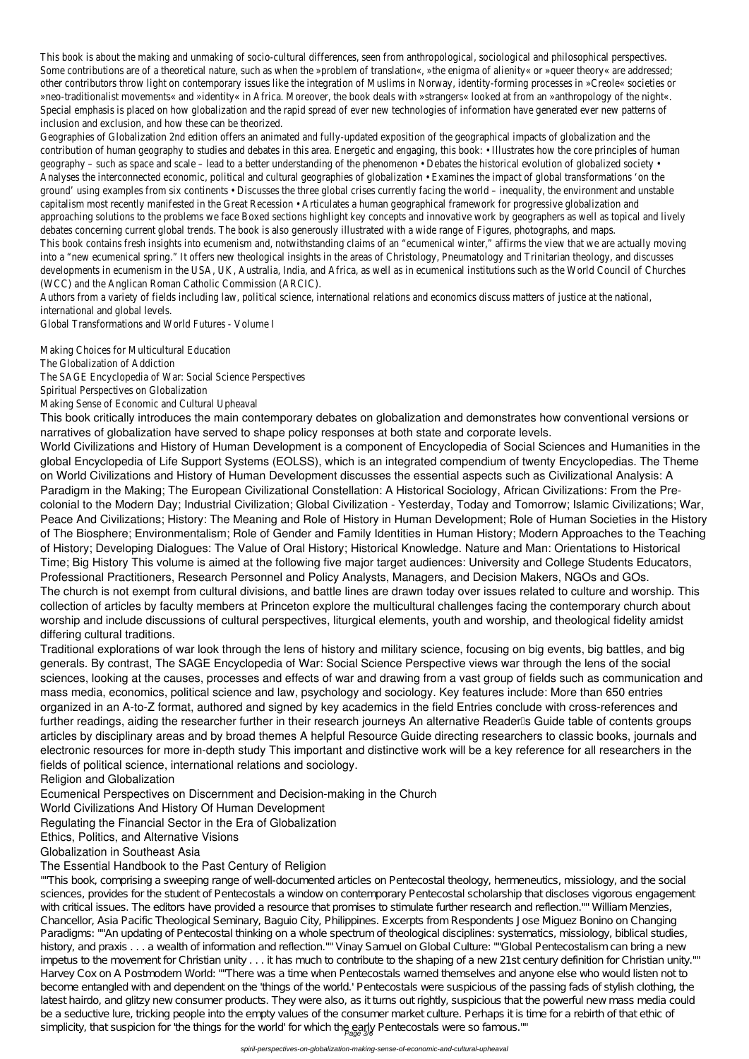This book is about the making and unmaking of socio-cultural differences, seen from anthropological, sociological and philosophical perspectives. Some contributions are of a theoretical nature, such as when the »problem of translation«, »the enigma of alienity« or »queer theory« are addressed; other contributors throw light on contemporary issues like the integration of Muslims in Norway, identity-forming processes in »Creole« societies or »neo-traditionalist movements« and »identity« in Africa. Moreover, the book deals with »strangers« looked at from an »anthropology of the night«. Special emphasis is placed on how globalization and the rapid spread of ever new technologies of information have generated ever new patterns of inclusion and exclusion, and how these can be theorized.

Geographies of Globalization 2nd edition offers an animated and fully-updated exposition of the geographical impacts of globalization and the contribution of human geography to studies and debates in this area. Energetic and engaging, this book: • Illustrates how the core principles of human geography – such as space and scale – lead to a better understanding of the phenomenon • Debates the historical evolution of globalized society • Analyses the interconnected economic, political and cultural geographies of globalization • Examines the impact of global transformations 'on the ground' using examples from six continents • Discusses the three global crises currently facing the world – inequality, the environment and unstable capitalism most recently manifested in the Great Recession • Articulates a human geographical framework for progressive globalization and approaching solutions to the problems we face Boxed sections highlight key concepts and innovative work by geographers as well as topical and lively debates concerning current global trends. The book is also generously illustrated with a wide range of Figures, photographs, and maps.

This book contains fresh insights into ecumenism and, notwithstanding claims of an "ecumenical winter," affirms the view that we are actually moving into a "new ecumenical spring." It offers new theological insights in the areas of Christology, Pneumatology and Trinitarian theology, and discusses developments in ecumenism in the USA, UK, Australia, India, and Africa, as well as in ecumenical institutions such as the World Council of Churches (WCC) and the Anglican Roman Catholic Commission (ARCIC).

Authors from a variety of fields including law, political science, international relations and economics discuss matters of justice at the national, international and global levels.

Global Transformations and World Futures - Volume I

Making Choices for Multicultural Education

The Globalization of Addiction

The SAGE Encyclopedia of War: Social Science Perspectives

Spiritual Perspectives on Globalization

Making Sense of Economic and Cultural Upheaval

This book critically introduces the main contemporary debates on globalization and demonstrates how conventional versions or narratives of globalization have served to shape policy responses at both state and corporate levels.

World Civilizations and History of Human Development is a component of Encyclopedia of Social Sciences and Humanities in the global Encyclopedia of Life Support Systems (EOLSS), which is an integrated compendium of twenty Encyclopedias. The Theme on World Civilizations and History of Human Development discusses the essential aspects such as Civilizational Analysis: A Paradigm in the Making; The European Civilizational Constellation: A Historical Sociology, African Civilizations: From the Pre-colonial to the Modern Day; Industrial Civilization; Global Civilization - Yesterday, Today and Tomorrow; Islamic Civilizations; War, Peace And Civilizations; History: The Meaning and Role of History in Human Development; Role of Human Societies in the History of The Biosphere; Environmentalism; Role of Gender and Family Identities in Human History; Modern Approaches to the Teaching of History; Developing Dialogues: The Value of Oral History; Historical Knowledge. Nature and Man: Orientations to Historical Time; Big History This volume is aimed at the following five major target audiences: University and College Students Educators, Professional Practitioners, Research Personnel and Policy Analysts, Managers, and Decision Makers, NGOs and GOs.

The church is not exempt from cultural divisions, and battle lines are drawn today over issues related to culture and worship. This collection of articles by faculty members at Princeton explore the multicultural challenges facing the contemporary church about worship and include discussions of cultural perspectives, liturgical elements, youth and worship, and theological fidelity amidst differing cultural traditions.

Traditional explorations of war look through the lens of history and military science, focusing on big events, big battles, and big generals. By contrast, The SAGE Encyclopedia of War: Social Science Perspective views war through the lens of the social sciences, looking at the causes, processes and effects of war and drawing from a vast group of fields such as communication and mass media, economics, political science and law, psychology and sociology. Key features include: More than 650 entries organized in an A-to-Z format, authored and signed by key academics in the field Entries conclude with cross-references and further readings, aiding the researcher further in their research journeys An alternative Reader's Guide table of contents groups articles by disciplinary areas and by broad themes A helpful Resource Guide directing researchers to classic books, journals and electronic resources for more in-depth study This important and distinctive work will be a key reference for all researchers in the fields of political science, international relations and sociology.

Religion and Globalization

Ecumenical Perspectives on Discernment and Decision-making in the Church

World Civilizations And History Of Human Development

Regulating the Financial Sector in the Era of Globalization

Ethics, Politics, and Alternative Visions

Globalization in Southeast Asia

The Essential Handbook to the Past Century of Religion

""This book, comprising a sweeping range of well-documented articles on Pentecostal theology, hermeneutics, missiology, and the social sciences, provides for the student of Pentecostals a window on contemporary Pentecostal scholarship that discloses vigorous engagement with critical issues. The editors have provided a resource that promises to stimulate further research and reflection."" William Menzies, Chancellor, Asia Pacific Theological Seminary, Baguio City, Philippines. Excerpts from Respondents Jose Miguez Bonino on Changing Paradigms: ""An updating of Pentecostal thinking on a whole spectrum of theological disciplines: systematics, missiology, biblical studies, history, and praxis . . . a wealth of information and reflection."" Vinay Samuel on Global Culture: ""Global Pentecostalism can bring a new impetus to the movement for Christian unity . . . it has much to contribute to the shaping of a new 21st century definition for Christian unity."" Harvey Cox on A Postmodern World: ""There was a time when Pentecostals warned themselves and anyone else who would listen not to become entangled with and dependent on the 'things of the world.' Pentecostals were suspicious of the passing fads of stylish clothing, the latest hairdo, and glitzy new consumer products. They were also, as it turns out rightly, suspicious that the powerful new mass media could be a seductive lure, tricking people into the empty values of the consumer market culture. Perhaps it is time for a rebirth of that ethic of simplicity, that suspicion for 'the things for the world' for which the early Pentecostals were so famous.""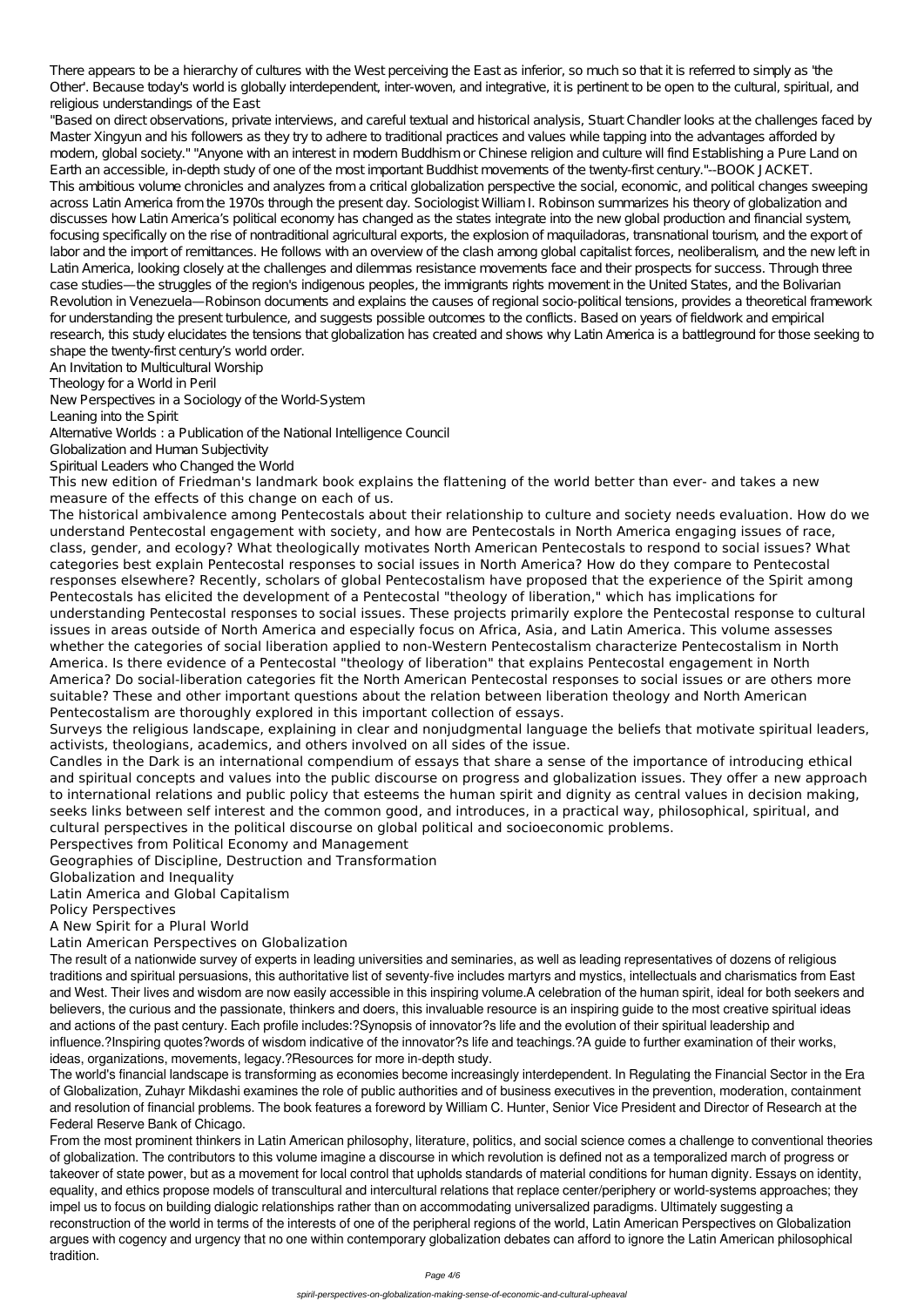There appears to be a hierarchy of cultures with the West perceiving the East as inferior, so much so that it is referred to simply as 'the Other'. Because today's world is globally interdependent, inter-woven, and integrative, it is pertinent to be open to the cultural, spiritual, and religious understandings of the East

"Based on direct observations, private interviews, and careful textual and historical analysis, Stuart Chandler looks at the challenges faced by Master Xingyun and his followers as they try to adhere to traditional practices and values while tapping into the advantages afforded by modern, global society." "Anyone with an interest in modern Buddhism or Chinese religion and culture will find Establishing a Pure Land on Earth an accessible, in-depth study of one of the most important Buddhist movements of the twenty-first century."--BOOK JACKET.

This ambitious volume chronicles and analyzes from a critical globalization perspective the social, economic, and political changes sweeping across Latin America from the 1970s through the present day. Sociologist William I. Robinson summarizes his theory of globalization and discusses how Latin America's political economy has changed as the states integrate into the new global production and financial system, focusing specifically on the rise of nontraditional agricultural exports, the explosion of maquiladoras, transnational tourism, and the export of labor and the import of remittances. He follows with an overview of the clash among global capitalist forces, neoliberalism, and the new left in Latin America, looking closely at the challenges and dilemmas resistance movements face and their prospects for success. Through three case studies—the struggles of the region's indigenous peoples, the immigrants rights movement in the United States, and the Bolivarian Revolution in Venezuela—Robinson documents and explains the causes of regional socio-political tensions, provides a theoretical framework for understanding the present turbulence, and suggests possible outcomes to the conflicts. Based on years of fieldwork and empirical research, this study elucidates the tensions that globalization has created and shows why Latin America is a battleground for those seeking to shape the twenty-first century's world order.

An Invitation to Multicultural Worship

Theology for a World in Peril

New Perspectives in a Sociology of the World-System

Leaning into the Spirit

Alternative Worlds : a Publication of the National Intelligence Council

Globalization and Human Subjectivity

Spiritual Leaders who Changed the World

This new edition of Friedman's landmark book explains the flattening of the world better than ever- and takes a new measure of the effects of this change on each of us.

The historical ambivalence among Pentecostals about their relationship to culture and society needs evaluation. How do we understand Pentecostal engagement with society, and how are Pentecostals in North America engaging issues of race, class, gender, and ecology? What theologically motivates North American Pentecostals to respond to social issues? What categories best explain Pentecostal responses to social issues in North America? How do they compare to Pentecostal responses elsewhere? Recently, scholars of global Pentecostalism have proposed that the experience of the Spirit among Pentecostals has elicited the development of a Pentecostal "theology of liberation," which has implications for understanding Pentecostal responses to social issues. These projects primarily explore the Pentecostal response to cultural issues in areas outside of North America and especially focus on Africa, Asia, and Latin America. This volume assesses whether the categories of social liberation applied to non-Western Pentecostalism characterize Pentecostalism in North America. Is there evidence of a Pentecostal "theology of liberation" that explains Pentecostal engagement in North America? Do social-liberation categories fit the North American Pentecostal responses to social issues or are others more suitable? These and other important questions about the relation between liberation theology and North American Pentecostalism are thoroughly explored in this important collection of essays.

Surveys the religious landscape, explaining in clear and nonjudgmental language the beliefs that motivate spiritual leaders, activists, theologians, academics, and others involved on all sides of the issue.

Candles in the Dark is an international compendium of essays that share a sense of the importance of introducing ethical and spiritual concepts and values into the public discourse on progress and globalization issues. They offer a new approach to international relations and public policy that esteems the human spirit and dignity as central values in decision making, seeks links between self interest and the common good, and introduces, in a practical way, philosophical, spiritual, and cultural perspectives in the political discourse on global political and socioeconomic problems.

Perspectives from Political Economy and Management

Geographies of Discipline, Destruction and Transformation

Globalization and Inequality

Latin America and Global Capitalism

Policy Perspectives

A New Spirit for a Plural World

Latin American Perspectives on Globalization

The result of a nationwide survey of experts in leading universities and seminaries, as well as leading representatives of dozens of religious traditions and spiritual persuasions, this authoritative list of seventy-five includes martyrs and mystics, intellectuals and charismatics from East and West. Their lives and wisdom are now easily accessible in this inspiring volume.A celebration of the human spirit, ideal for both seekers and believers, the curious and the passionate, thinkers and doers, this invaluable resource is an inspiring guide to the most creative spiritual ideas and actions of the past century. Each profile includes:?Synopsis of innovator?s life and the evolution of their spiritual leadership and influence.?Inspiring quotes?words of wisdom indicative of the innovator?s life and teachings.?A guide to further examination of their works, ideas, organizations, movements, legacy.?Resources for more in-depth study.

The world's financial landscape is transforming as economies become increasingly interdependent. In Regulating the Financial Sector in the Era of Globalization, Zuhayr Mikdashi examines the role of public authorities and of business executives in the prevention, moderation, containment and resolution of financial problems. The book features a foreword by William C. Hunter, Senior Vice President and Director of Research at the Federal Reserve Bank of Chicago.

From the most prominent thinkers in Latin American philosophy, literature, politics, and social science comes a challenge to conventional theories of globalization. The contributors to this volume imagine a discourse in which revolution is defined not as a temporalized march of progress or takeover of state power, but as a movement for local control that upholds standards of material conditions for human dignity. Essays on identity, equality, and ethics propose models of transcultural and intercultural relations that replace center/periphery or world-systems approaches; they impel us to focus on building dialogic relationships rather than on accommodating universalized paradigms. Ultimately suggesting a reconstruction of the world in terms of the interests of one of the peripheral regions of the world, Latin American Perspectives on Globalization argues with cogency and urgency that no one within contemporary globalization debates can afford to ignore the Latin American philosophical tradition.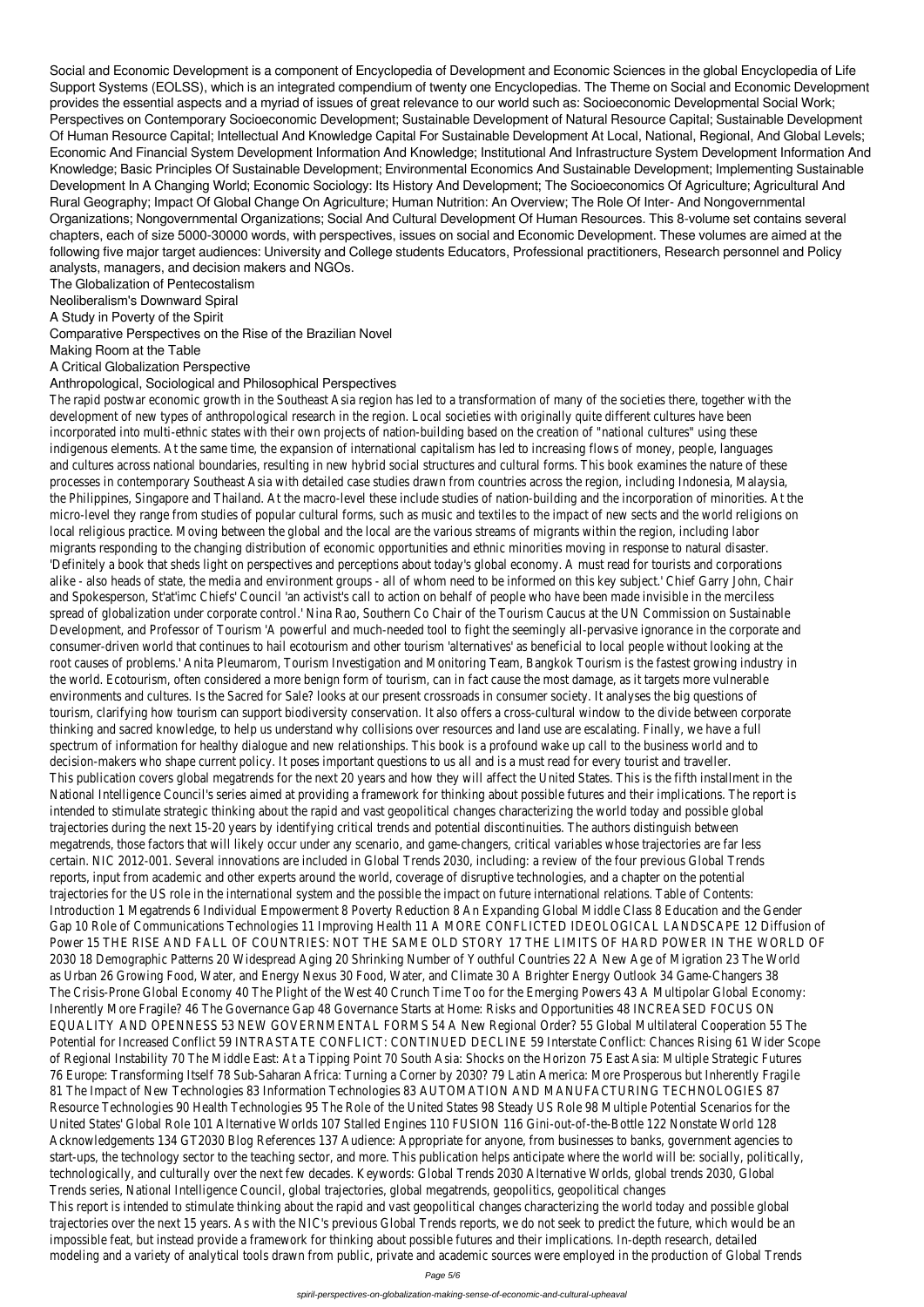Social and Economic Development is a component of Encyclopedia of Development and Economic Sciences in the global Encyclopedia of Life Support Systems (EOLSS), which is an integrated compendium of twenty one Encyclopedias. The Theme on Social and Economic Development provides the essential aspects and a myriad of issues of great relevance to our world such as: Socioeconomic Developmental Social Work; Perspectives on Contemporary Socioeconomic Development; Sustainable Development of Natural Resource Capital; Sustainable Development Of Human Resource Capital; Intellectual And Knowledge Capital For Sustainable Development At Local, National, Regional, And Global Levels; Economic And Financial System Development Information And Knowledge; Institutional And Infrastructure System Development Information And Knowledge; Basic Principles Of Sustainable Development; Environmental Economics And Sustainable Development; Implementing Sustainable Development In A Changing World; Economic Sociology: Its History And Development; The Socioeconomics Of Agriculture; Agricultural And Rural Geography; Impact Of Global Change On Agriculture; Human Nutrition: An Overview; The Role Of Inter- And Nongovernmental Organizations; Nongovernmental Organizations; Social And Cultural Development Of Human Resources. This 8-volume set contains several chapters, each of size 5000-30000 words, with perspectives, issues on social and Economic Development. These volumes are aimed at the following five major target audiences: University and College students Educators, Professional practitioners, Research personnel and Policy analysts, managers, and decision makers and NGOs.

The Globalization of Pentecostalism

Neoliberalism's Downward Spiral

A Study in Poverty of the Spirit

Comparative Perspectives on the Rise of the Brazilian Novel

Making Room at the Table

A Critical Globalization Perspective

Anthropological, Sociological and Philosophical Perspectives

The rapid postwar economic growth in the Southeast Asia region has led to a transformation of many of the societies there, together with the development of new types of anthropological research in the region. Local societies with originally quite different cultures have been incorporated into multi-ethnic states with their own projects of nation-building based on the creation of "national cultures" using these indigenous elements. At the same time, the expansion of international capitalism has led to increasing flows of money, people, languages and cultures across national boundaries, resulting in new hybrid social structures and cultural forms. This book examines the nature of these processes in contemporary Southeast Asia with detailed case studies drawn from countries across the region, including Indonesia, Malaysia, the Philippines, Singapore and Thailand. At the macro-level these include studies of nation-building and the incorporation of minorities. At the micro-level they range from studies of popular cultural forms, such as music and textiles to the impact of new sects and the world religions on local religious practice. Moving between the global and the local are the various streams of migrants within the region, including labor migrants responding to the changing distribution of economic opportunities and ethnic minorities moving in response to natural disaster.

'Definitely a book that sheds light on perspectives and perceptions about today's global economy. A must read for tourists and corporations alike - also heads of state, the media and environment groups - all of whom need to be informed on this key subject.' Chief Garry John, Chair and Spokesperson, St'at'imc Chiefs' Council 'an activist's call to action on behalf of people who have been made invisible in the merciless spread of globalization under corporate control.' Nina Rao, Southern Co Chair of the Tourism Caucus at the UN Commission on Sustainable Development, and Professor of Tourism 'A powerful and much-needed tool to fight the seemingly all-pervasive ignorance in the corporate and consumer-driven world that continues to hail ecotourism and other tourism 'alternatives' as beneficial to local people without looking at the root causes of problems.' Anita Pleumarom, Tourism Investigation and Monitoring Team, Bangkok Tourism is the fastest growing industry in the world. Ecotourism, often considered a more benign form of tourism, can in fact cause the most damage, as it targets more vulnerable environments and cultures. Is the Sacred for Sale? looks at our present crossroads in consumer society. It analyses the big questions of tourism, clarifying how tourism can support biodiversity conservation. It also offers a cross-cultural window to the divide between corporate thinking and sacred knowledge, to help us understand why collisions over resources and land use are escalating. Finally, we have a full spectrum of information for healthy dialogue and new relationships. This book is a profound wake up call to the business world and to decision-makers who shape current policy. It poses important questions to us all and is a must read for every tourist and traveller.

This publication covers global megatrends for the next 20 years and how they will affect the United States. This is the fifth installment in the National Intelligence Council's series aimed at providing a framework for thinking about possible futures and their implications. The report is intended to stimulate strategic thinking about the rapid and vast geopolitical changes characterizing the world today and possible global trajectories during the next 15-20 years by identifying critical trends and potential discontinuities. The authors distinguish between megatrends, those factors that will likely occur under any scenario, and game-changers, critical variables whose trajectories are far less certain. NIC 2012-001. Several innovations are included in Global Trends 2030, including: a review of the four previous Global Trends reports, input from academic and other experts around the world, coverage of disruptive technologies, and a chapter on the potential trajectories for the US role in the international system and the possible the impact on future international relations. Table of Contents: Introduction 1 Megatrends 6 Individual Empowerment 8 Poverty Reduction 8 An Expanding Global Middle Class 8 Education and the Gender Gap 10 Role of Communications Technologies 11 Improving Health 11 A MORE CONFLICTED IDEOLOGICAL LANDSCAPE 12 Diffusion of Power 15 THE RISE AND FALL OF COUNTRIES: NOT THE SAME OLD STORY 17 THE LIMITS OF HARD POWER IN THE WORLD OF 2030 18 Demographic Patterns 20 Widespread Aging 20 Shrinking Number of Youthful Countries 22 A New Age of Migration 23 The World as Urban 26 Growing Food, Water, and Energy Nexus 30 Food, Water, and Climate 30 A Brighter Energy Outlook 34 Game-Changers 38 The Crisis-Prone Global Economy 40 The Plight of the West 40 Crunch Time Too for the Emerging Powers 43 A Multipolar Global Economy: Inherently More Fragile? 46 The Governance Gap 48 Governance Starts at Home: Risks and Opportunities 48 INCREASED FOCUS ON EQUALITY AND OPENNESS 53 NEW GOVERNMENTAL FORMS 54 A New Regional Order? 55 Global Multilateral Cooperation 55 The Potential for Increased Conflict 59 INTRASTATE CONFLICT: CONTINUED DECLINE 59 Interstate Conflict: Chances Rising 61 Wider Scope of Regional Instability 70 The Middle East: At a Tipping Point 70 South Asia: Shocks on the Horizon 75 East Asia: Multiple Strategic Futures 76 Europe: Transforming Itself 78 Sub-Saharan Africa: Turning a Corner by 2030? 79 Latin America: More Prosperous but Inherently Fragile 81 The Impact of New Technologies 83 Information Technologies 83 AUTOMATION AND MANUFACTURING TECHNOLOGIES 87 Resource Technologies 90 Health Technologies 95 The Role of the United States 98 Steady US Role 98 Multiple Potential Scenarios for the United States' Global Role 101 Alternative Worlds 107 Stalled Engines 110 FUSION 116 Gini-out-of-the-Bottle 122 Nonstate World 128 Acknowledgements 134 GT2030 Blog References 137 Audience: Appropriate for anyone, from businesses to banks, government agencies to start-ups, the technology sector to the teaching sector, and more. This publication helps anticipate where the world will be: socially, politically, technologically, and culturally over the next few decades. Keywords: Global Trends 2030 Alternative Worlds, global trends 2030, Global Trends series, National Intelligence Council, global trajectories, global megatrends, geopolitics, geopolitical changes

This report is intended to stimulate thinking about the rapid and vast geopolitical changes characterizing the world today and possible global trajectories over the next 15 years. As with the NIC's previous Global Trends reports, we do not seek to predict the future, which would be an impossible feat, but instead provide a framework for thinking about possible futures and their implications. In-depth research, detailed modeling and a variety of analytical tools drawn from public, private and academic sources were employed in the production of Global Trends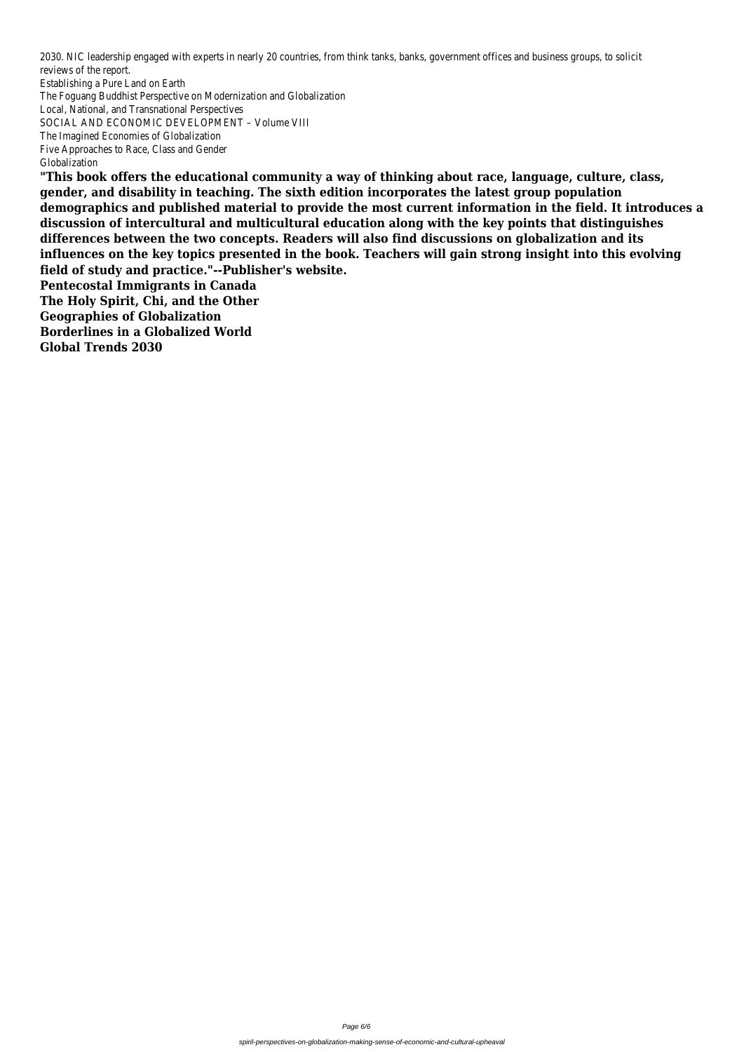2030. NIC leadership engaged with experts in nearly 20 countries, from think tanks, banks, government offices and business groups, to solicit reviews of the report.

Establishing a Pure Land on Earth

The Foguang Buddhist Perspective on Modernization and Globalization

Local, National, and Transnational Perspectives

SOCIAL AND ECONOMIC DEVELOPMENT – Volume VIII

The Imagined Economies of Globalization

Five Approaches to Race, Class and Gender

Globalization

**"This book offers the educational community a way of thinking about race, language, culture, class, gender, and disability in teaching. The sixth edition incorporates the latest group population demographics and published material to provide the most current information in the field. It introduces a discussion of intercultural and multicultural education along with the key points that distinguishes differences between the two concepts. Readers will also find discussions on globalization and its influences on the key topics presented in the book. Teachers will gain strong insight into this evolving field of study and practice."--Publisher's website.**

**Pentecostal Immigrants in Canada**

**The Holy Spirit, Chi, and the Other**

**Geographies of Globalization**

**Borderlines in a Globalized World**

**Global Trends 2030**